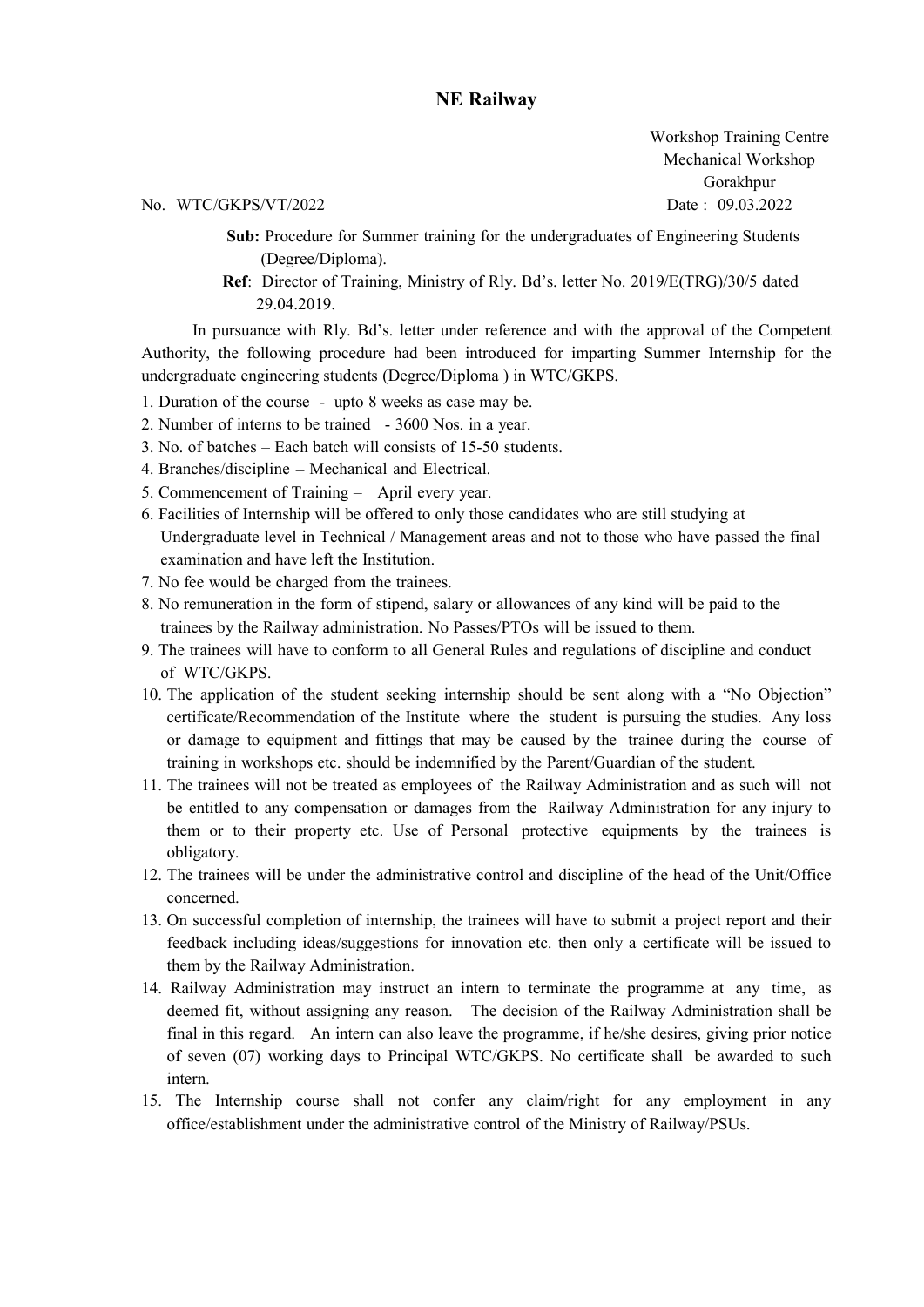## NE Railway

Workshop Training Centre
Mechanical Workshop
Gorakhpur

No. WTC/GKPS/VT/2022 Date : 09.03.2022

**Sub:** Procedure for Summer training for the undergraduates of Engineering Students (Degree/Diploma).

**Ref**: Director of Training, Ministry of Rly. Bd's. letter No. 2019/E(TRG)/30/5 dated 29.04.2019.

In pursuance with Rly. Bd's. letter under reference and with the approval of the Competent Authority, the following procedure had been introduced for imparting Summer Internship for the undergraduate engineering students (Degree/Diploma ) in WTC/GKPS.

1. Duration of the course - upto 8 weeks as case may be.
2. Number of interns to be trained - 3600 Nos. in a year.
3. No. of batches – Each batch will consists of 15-50 students.
4. Branches/discipline – Mechanical and Electrical.
5. Commencement of Training – April every year.
6. Facilities of Internship will be offered to only those candidates who are still studying at Undergraduate level in Technical / Management areas and not to those who have passed the final examination and have left the Institution.
7. No fee would be charged from the trainees.
8. No remuneration in the form of stipend, salary or allowances of any kind will be paid to the trainees by the Railway administration. No Passes/PTOs will be issued to them.
9. The trainees will have to conform to all General Rules and regulations of discipline and conduct of WTC/GKPS.
10. The application of the student seeking internship should be sent along with a "No Objection" certificate/Recommendation of the Institute where the student is pursuing the studies. Any loss or damage to equipment and fittings that may be caused by the trainee during the course of training in workshops etc. should be indemnified by the Parent/Guardian of the student.
11. The trainees will not be treated as employees of the Railway Administration and as such will not be entitled to any compensation or damages from the Railway Administration for any injury to them or to their property etc. Use of Personal protective equipments by the trainees is obligatory.
12. The trainees will be under the administrative control and discipline of the head of the Unit/Office concerned.
13. On successful completion of internship, the trainees will have to submit a project report and their feedback including ideas/suggestions for innovation etc. then only a certificate will be issued to them by the Railway Administration.
14. Railway Administration may instruct an intern to terminate the programme at any time, as deemed fit, without assigning any reason. The decision of the Railway Administration shall be final in this regard. An intern can also leave the programme, if he/she desires, giving prior notice of seven (07) working days to Principal WTC/GKPS. No certificate shall be awarded to such intern.
15. The Internship course shall not confer any claim/right for any employment in any office/establishment under the administrative control of the Ministry of Railway/PSUs.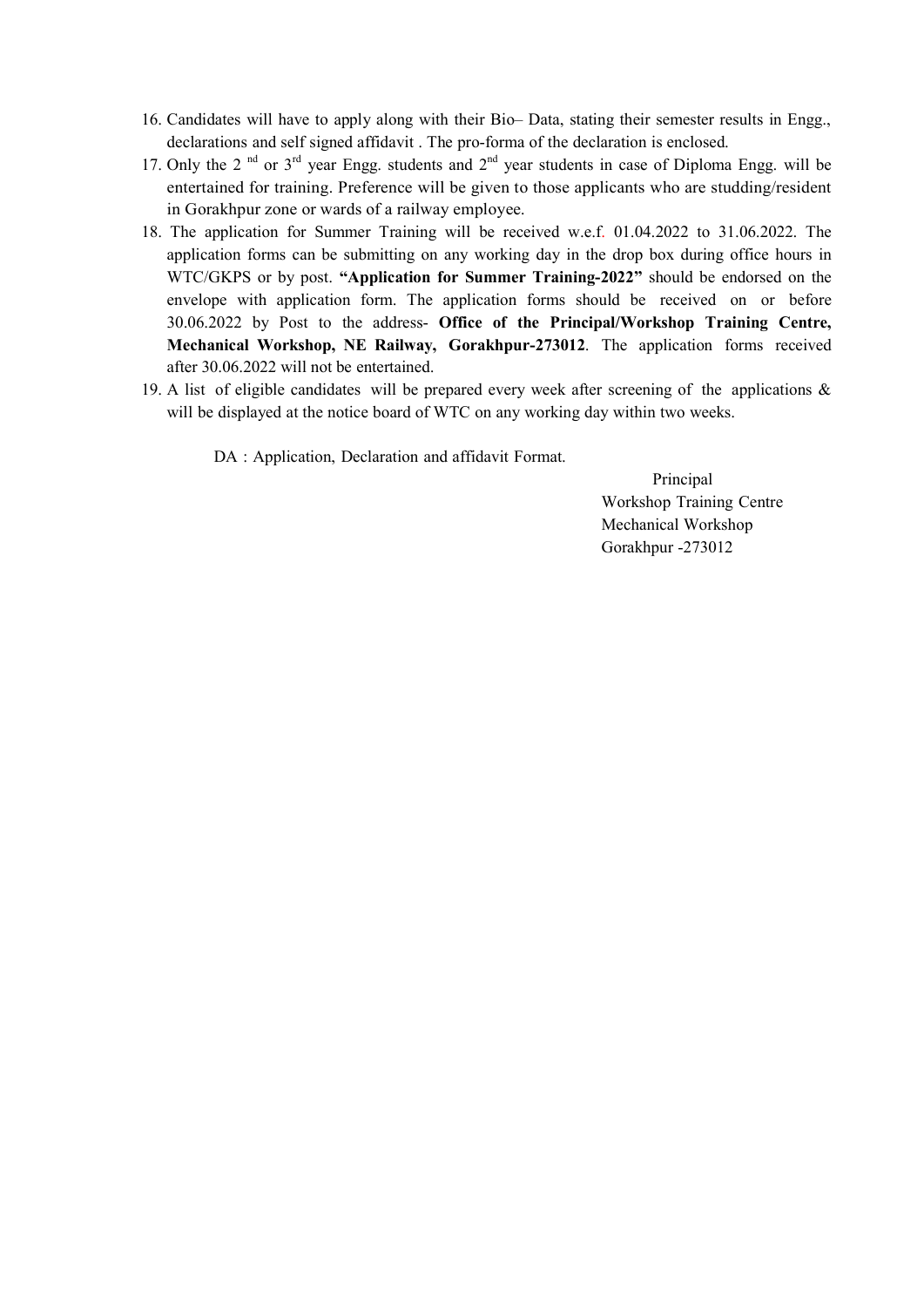16. Candidates will have to apply along with their Bio– Data, stating their semester results in Engg., declarations and self signed affidavit . The pro-forma of the declaration is enclosed.
17. Only the 2nd or 3rd year Engg. students and 2nd year students in case of Diploma Engg. will be entertained for training. Preference will be given to those applicants who are studding/resident in Gorakhpur zone or wards of a railway employee.
18. The application for Summer Training will be received w.e.f. 01.04.2022 to 31.06.2022. The application forms can be submitting on any working day in the drop box during office hours in WTC/GKPS or by post. **"Application for Summer Training-2022"** should be endorsed on the envelope with application form. The application forms should be received on or before 30.06.2022 by Post to the address- **Office of the Principal/Workshop Training Centre, Mechanical Workshop, NE Railway, Gorakhpur-273012**. The application forms received after 30.06.2022 will not be entertained.
19. A list of eligible candidates will be prepared every week after screening of the applications & will be displayed at the notice board of WTC on any working day within two weeks.

DA : Application, Declaration and affidavit Format.

Principal
Workshop Training Centre
Mechanical Workshop
Gorakhpur -273012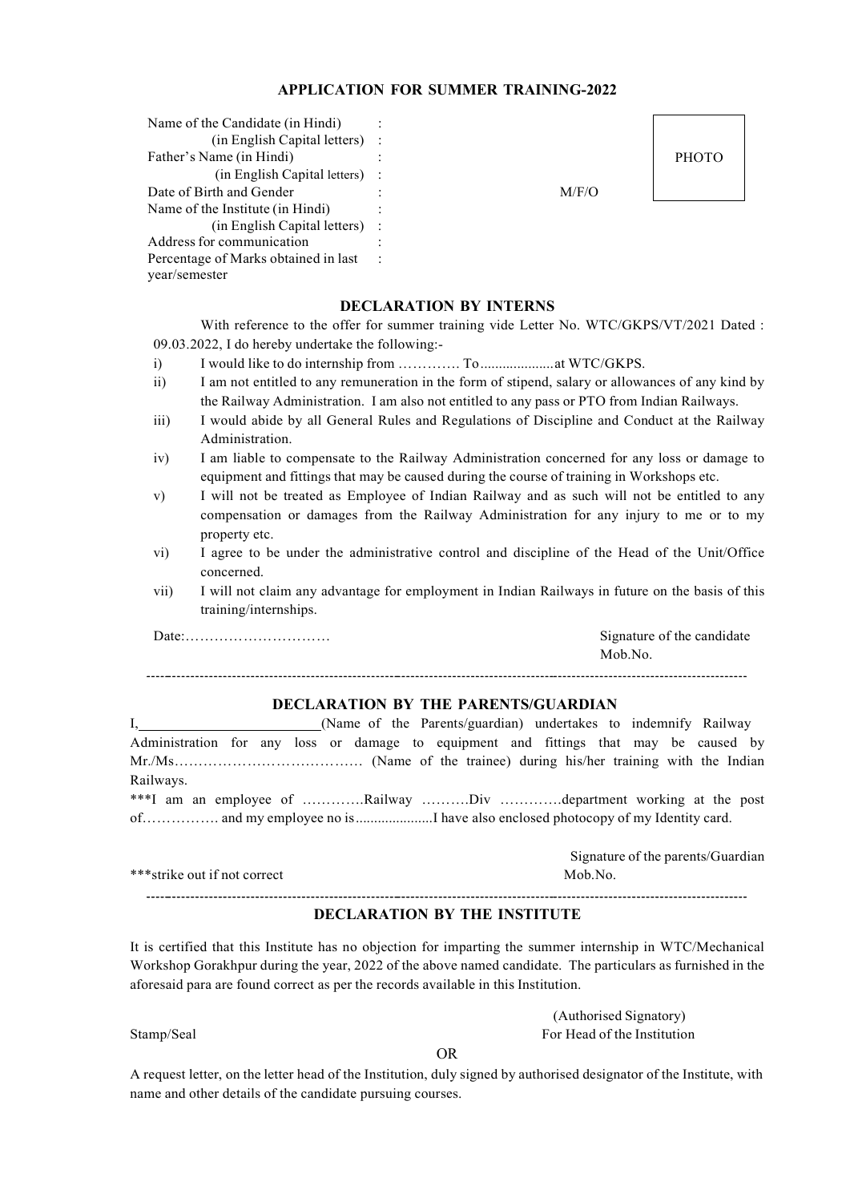## APPLICATION FOR SUMMER TRAINING-2022

| | | | |
|---|---|---|---|
| Name of the Candidate (in Hindi) | : | | PHOTO |
| (in English Capital letters) | : | | |
| Father's Name (in Hindi) | : | | |
| (in English Capital letters) | : | | |
| Date of Birth and Gender | : | M/F/O | |
| Name of the Institute (in Hindi) | : | | |
| (in English Capital letters) | : | | |
| Address for communication | : | | |
| Percentage of Marks obtained in last year/semester | : | | |

### DECLARATION BY INTERNS

With reference to the offer for summer training vide Letter No. WTC/GKPS/VT/2021 Dated : 09.03.2022, I do hereby undertake the following:-

i) I would like to do internship from …………. To ................... at WTC/GKPS.

ii) I am not entitled to any remuneration in the form of stipend, salary or allowances of any kind by the Railway Administration. I am also not entitled to any pass or PTO from Indian Railways.

iii) I would abide by all General Rules and Regulations of Discipline and Conduct at the Railway Administration.

iv) I am liable to compensate to the Railway Administration concerned for any loss or damage to equipment and fittings that may be caused during the course of training in Workshops etc.

v) I will not be treated as Employee of Indian Railway and as such will not be entitled to any compensation or damages from the Railway Administration for any injury to me or to my property etc.

vi) I agree to be under the administrative control and discipline of the Head of the Unit/Office concerned.

vii) I will not claim any advantage for employment in Indian Railways in future on the basis of this training/internships.

Date:…………………………

Signature of the candidate
Mob.No.

---

### DECLARATION BY THE PARENTS/GUARDIAN

I,________________________(Name of the Parents/guardian) undertakes to indemnify Railway Administration for any loss or damage to equipment and fittings that may be caused by Mr./Ms………………………………… (Name of the trainee) during his/her training with the Indian Railways.

***I am an employee of ………….Railway ……….Div ………….department working at the post of……………. and my employee no is ....................I have also enclosed photocopy of my Identity card.

Signature of the parents/Guardian
Mob.No.

***strike out if not correct

---

### DECLARATION BY THE INSTITUTE

It is certified that this Institute has no objection for imparting the summer internship in WTC/Mechanical Workshop Gorakhpur during the year, 2022 of the above named candidate. The particulars as furnished in the aforesaid para are found correct as per the records available in this Institution.

(Authorised Signatory)
For Head of the Institution

Stamp/Seal

OR

A request letter, on the letter head of the Institution, duly signed by authorised designator of the Institute, with name and other details of the candidate pursuing courses.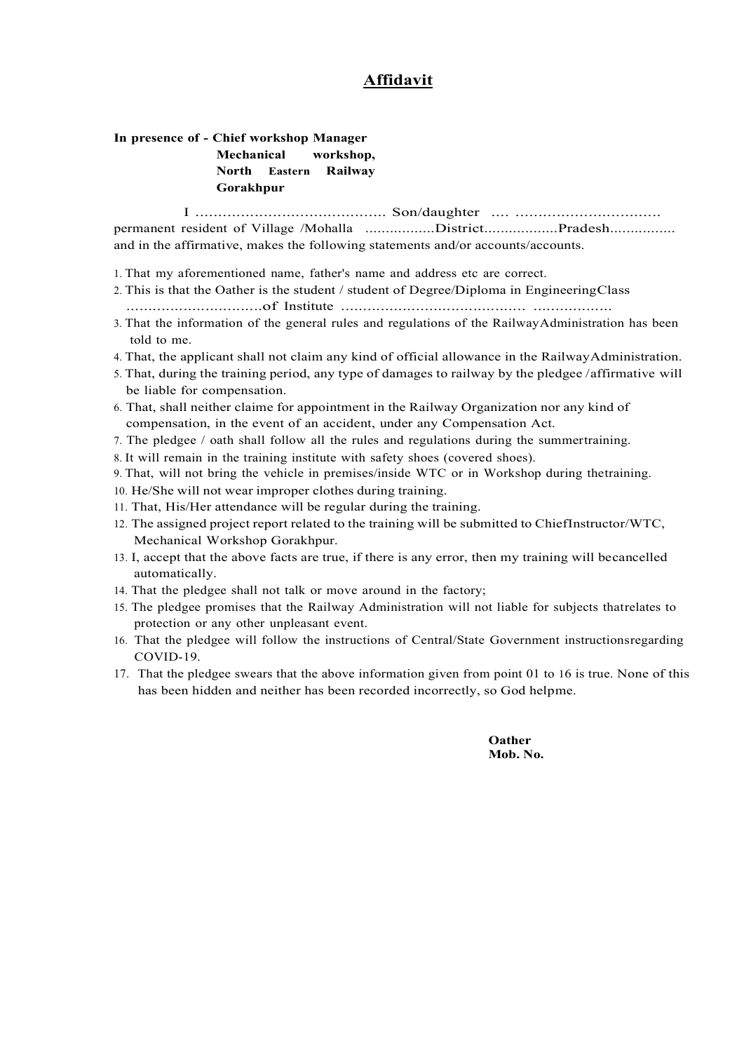# Affidavit

**In presence of - Chief workshop Manager**
**Mechanical workshop,**
**North Eastern Railway**
**Gorakhpur**

I ………………………………….. Son/daughter …. …………………………. permanent resident of Village /Mohalla …………….District………………Pradesh……………. and in the affirmative, makes the following statements and/or accounts/accounts.

1. That my aforementioned name, father's name and address etc are correct.
2. This is that the Oather is the student / student of Degree/Diploma in EngineeringClass ………………………….of Institute …………………………………… ……………..
3. That the information of the general rules and regulations of the RailwayAdministration has been told to me.
4. That, the applicant shall not claim any kind of official allowance in the RailwayAdministration.
5. That, during the training period, any type of damages to railway by the pledgee /affirmative will be liable for compensation.
6. That, shall neither claime for appointment in the Railway Organization nor any kind of compensation, in the event of an accident, under any Compensation Act.
7. The pledgee / oath shall follow all the rules and regulations during the summertraining.
8. It will remain in the training institute with safety shoes (covered shoes).
9. That, will not bring the vehicle in premises/inside WTC or in Workshop during thetraining.
10. He/She will not wear improper clothes during training.
11. That, His/Her attendance will be regular during the training.
12. The assigned project report related to the training will be submitted to ChiefInstructor/WTC, Mechanical Workshop Gorakhpur.
13. I, accept that the above facts are true, if there is any error, then my training will becancelled automatically.
14. That the pledgee shall not talk or move around in the factory;
15. The pledgee promises that the Railway Administration will not liable for subjects thatrelates to protection or any other unpleasant event.
16. That the pledgee will follow the instructions of Central/State Government instructionsregarding COVID-19.
17. That the pledgee swears that the above information given from point 01 to 16 is true. None of this has been hidden and neither has been recorded incorrectly, so God helpme.

**Oather**
**Mob. No.**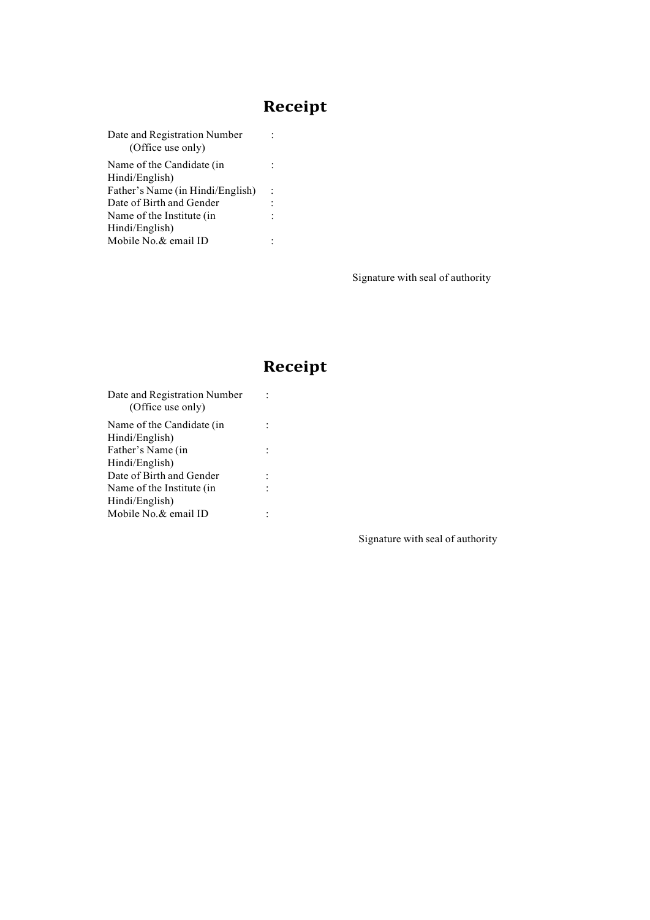# Receipt

| | | |
|---|---|---|
| Date and Registration Number (Office use only) | : | |
| Name of the Candidate (in Hindi/English) | : | |
| Father's Name (in Hindi/English) | : | |
| Date of Birth and Gender | : | |
| Name of the Institute (in Hindi/English) | : | |
| Mobile No.& email ID | : | |

Signature with seal of authority

# Receipt

| | | |
|---|---|---|
| Date and Registration Number (Office use only) | : | |
| Name of the Candidate (in Hindi/English) | : | |
| Father's Name (in Hindi/English) | : | |
| Date of Birth and Gender | : | |
| Name of the Institute (in Hindi/English) | : | |
| Mobile No.& email ID | : | |

Signature with seal of authority